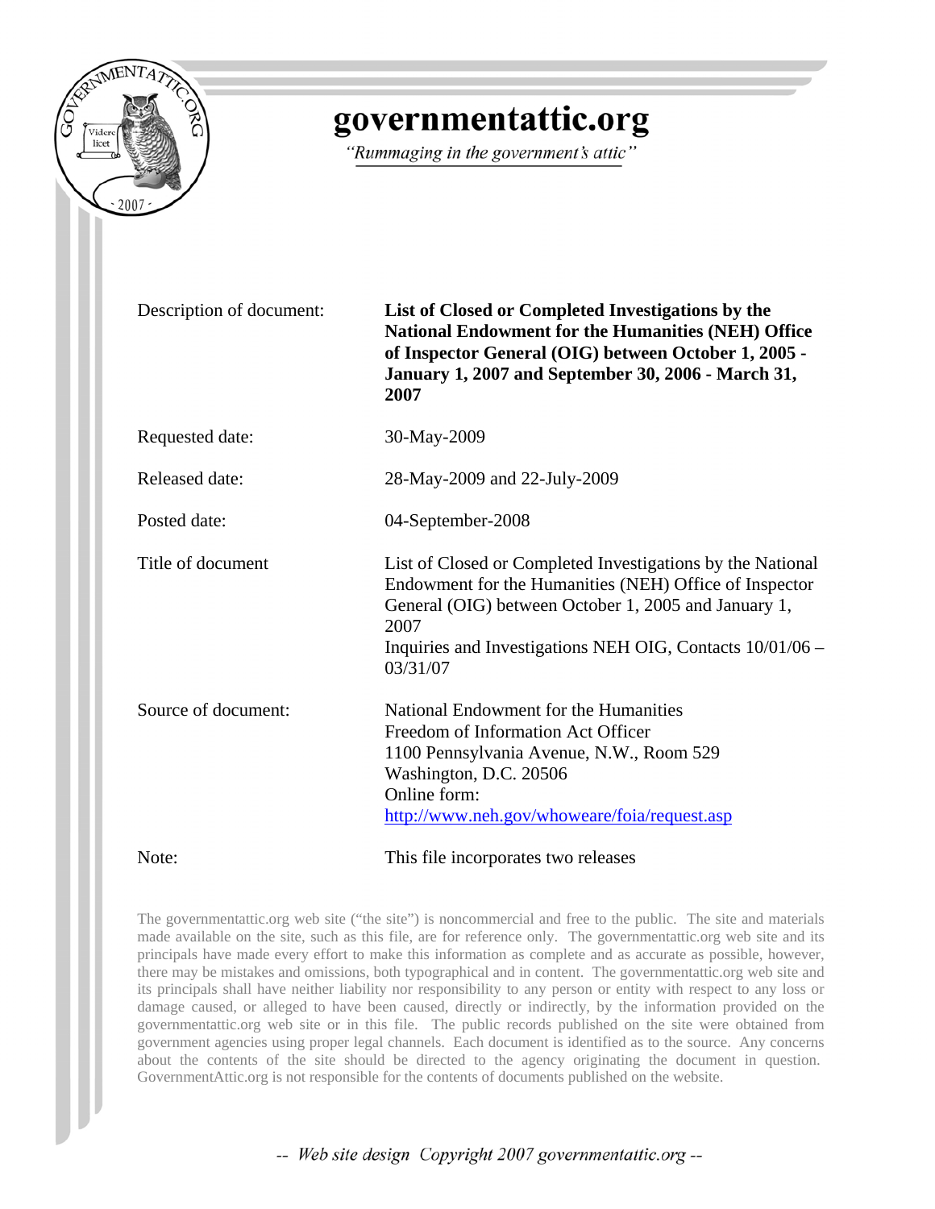# governmentattic.org

*"Rummaging in the government's attic"*

| | |
|---|---|
| Description of document: | **List of Closed or Completed Investigations by the National Endowment for the Humanities (NEH) Office of Inspector General (OIG) between October 1, 2005 - January 1, 2007 and September 30, 2006 - March 31, 2007** |
| Requested date: | 30-May-2009 |
| Released date: | 28-May-2009 and 22-July-2009 |
| Posted date: | 04-September-2008 |
| Title of document | List of Closed or Completed Investigations by the National Endowment for the Humanities (NEH) Office of Inspector General (OIG) between October 1, 2005 and January 1, 2007<br>Inquiries and Investigations NEH OIG, Contacts 10/01/06 – 03/31/07 |
| Source of document: | National Endowment for the Humanities<br>Freedom of Information Act Officer<br>1100 Pennsylvania Avenue, N.W., Room 529<br>Washington, D.C. 20506<br>Online form:<br>http://www.neh.gov/whoweare/foia/request.asp |
| Note: | This file incorporates two releases |

The governmentattic.org web site ("the site") is noncommercial and free to the public. The site and materials made available on the site, such as this file, are for reference only. The governmentattic.org web site and its principals have made every effort to make this information as complete and as accurate as possible, however, there may be mistakes and omissions, both typographical and in content. The governmentattic.org web site and its principals shall have neither liability nor responsibility to any person or entity with respect to any loss or damage caused, or alleged to have been caused, directly or indirectly, by the information provided on the governmentattic.org web site or in this file. The public records published on the site were obtained from government agencies using proper legal channels. Each document is identified as to the source. Any concerns about the contents of the site should be directed to the agency originating the document in question. GovernmentAttic.org is not responsible for the contents of documents published on the website.

*-- Web site design Copyright 2007 governmentattic.org --*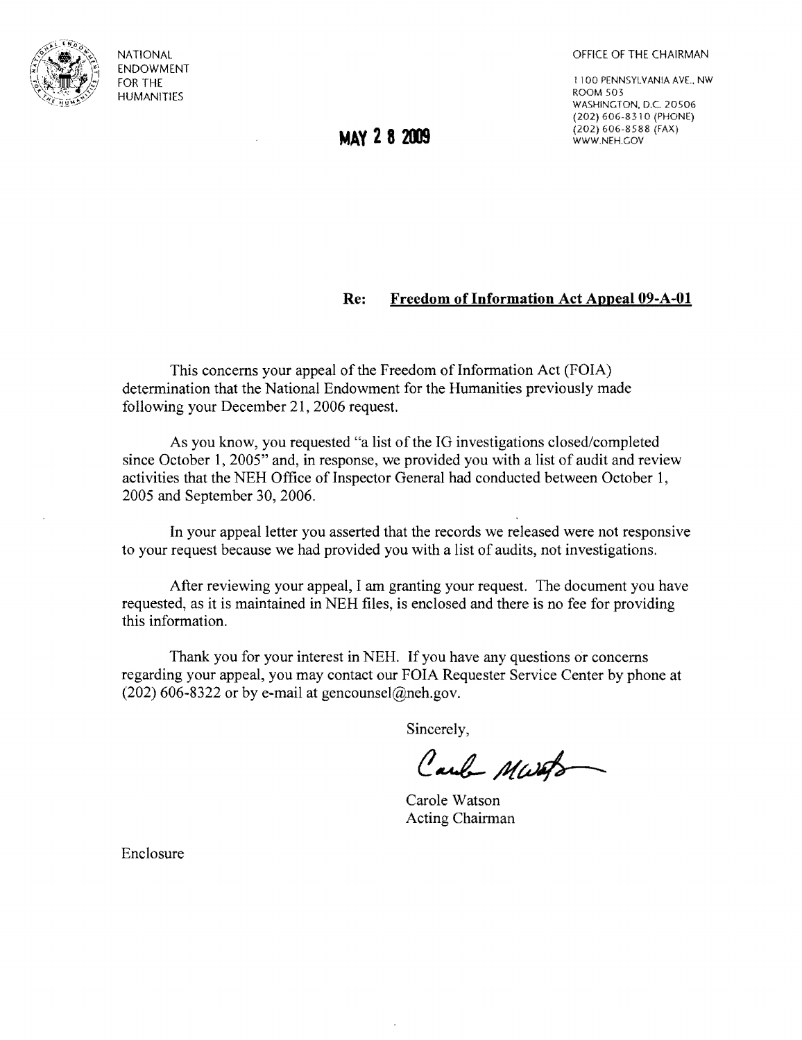NATIONAL ENDOWMENT FOR THE HUMANITIES

OFFICE OF THE CHAIRMAN

1100 PENNSYLVANIA AVE., NW
ROOM 503
WASHINGTON, D.C. 20506
(202) 606-8310 (PHONE)
(202) 606-8588 (FAX)
WWW.NEH.GOV

**MAY 28 2009**

**Re: Freedom of Information Act Appeal 09-A-01**

This concerns your appeal of the Freedom of Information Act (FOIA) determination that the National Endowment for the Humanities previously made following your December 21, 2006 request.

As you know, you requested "a list of the IG investigations closed/completed since October 1, 2005" and, in response, we provided you with a list of audit and review activities that the NEH Office of Inspector General had conducted between October 1, 2005 and September 30, 2006.

In your appeal letter you asserted that the records we released were not responsive to your request because we had provided you with a list of audits, not investigations.

After reviewing your appeal, I am granting your request. The document you have requested, as it is maintained in NEH files, is enclosed and there is no fee for providing this information.

Thank you for your interest in NEH. If you have any questions or concerns regarding your appeal, you may contact our FOIA Requester Service Center by phone at (202) 606-8322 or by e-mail at gencounsel@neh.gov.

Sincerely,

Carole Watson
Acting Chairman

Enclosure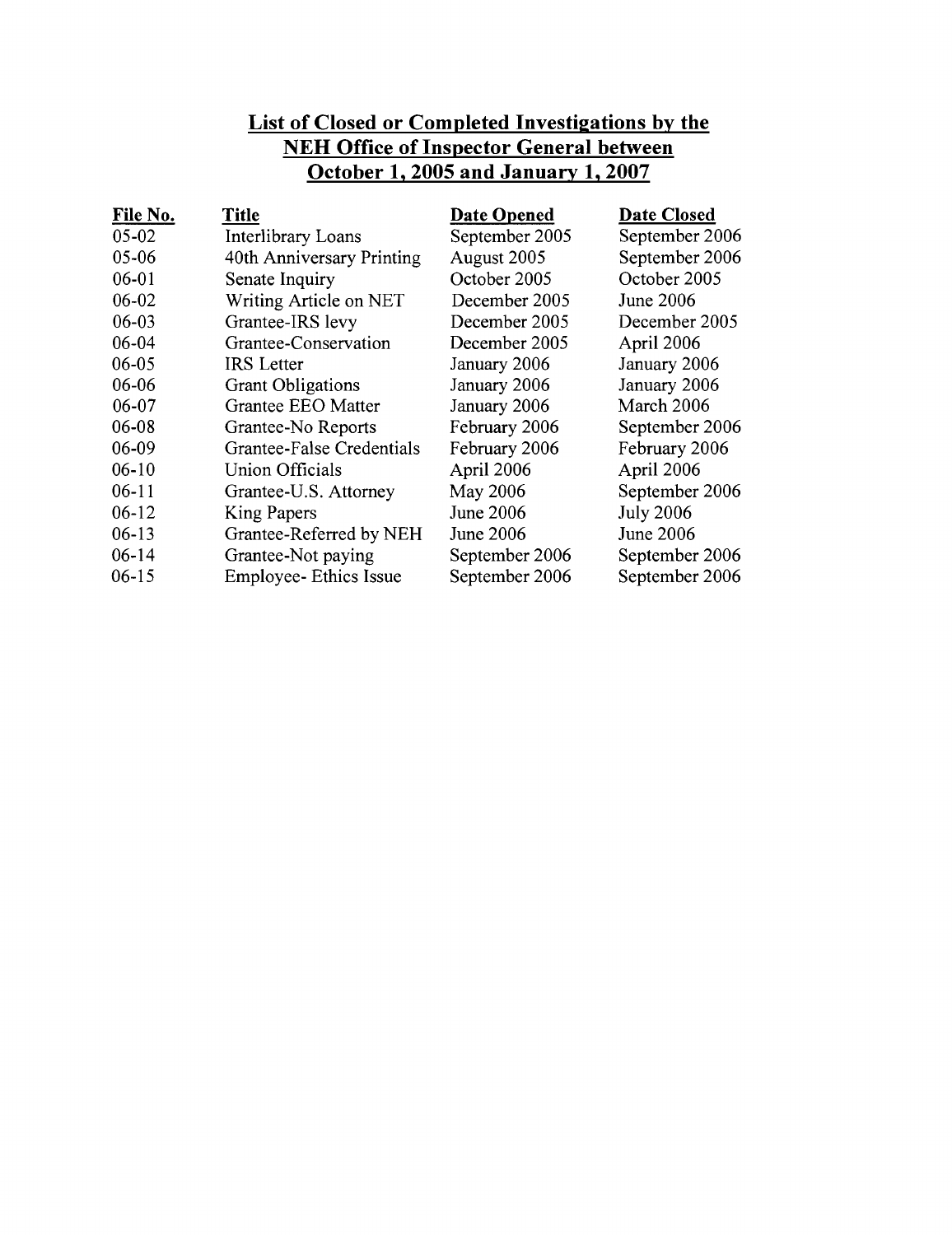## List of Closed or Completed Investigations by the NEH Office of Inspector General between October 1, 2005 and January 1, 2007

| File No. | Title | Date Opened | Date Closed |
|---|---|---|---|
| 05-02 | Interlibrary Loans | September 2005 | September 2006 |
| 05-06 | 40th Anniversary Printing | August 2005 | September 2006 |
| 06-01 | Senate Inquiry | October 2005 | October 2005 |
| 06-02 | Writing Article on NET | December 2005 | June 2006 |
| 06-03 | Grantee-IRS levy | December 2005 | December 2005 |
| 06-04 | Grantee-Conservation | December 2005 | April 2006 |
| 06-05 | IRS Letter | January 2006 | January 2006 |
| 06-06 | Grant Obligations | January 2006 | January 2006 |
| 06-07 | Grantee EEO Matter | January 2006 | March 2006 |
| 06-08 | Grantee-No Reports | February 2006 | September 2006 |
| 06-09 | Grantee-False Credentials | February 2006 | February 2006 |
| 06-10 | Union Officials | April 2006 | April 2006 |
| 06-11 | Grantee-U.S. Attorney | May 2006 | September 2006 |
| 06-12 | King Papers | June 2006 | July 2006 |
| 06-13 | Grantee-Referred by NEH | June 2006 | June 2006 |
| 06-14 | Grantee-Not paying | September 2006 | September 2006 |
| 06-15 | Employee- Ethics Issue | September 2006 | September 2006 |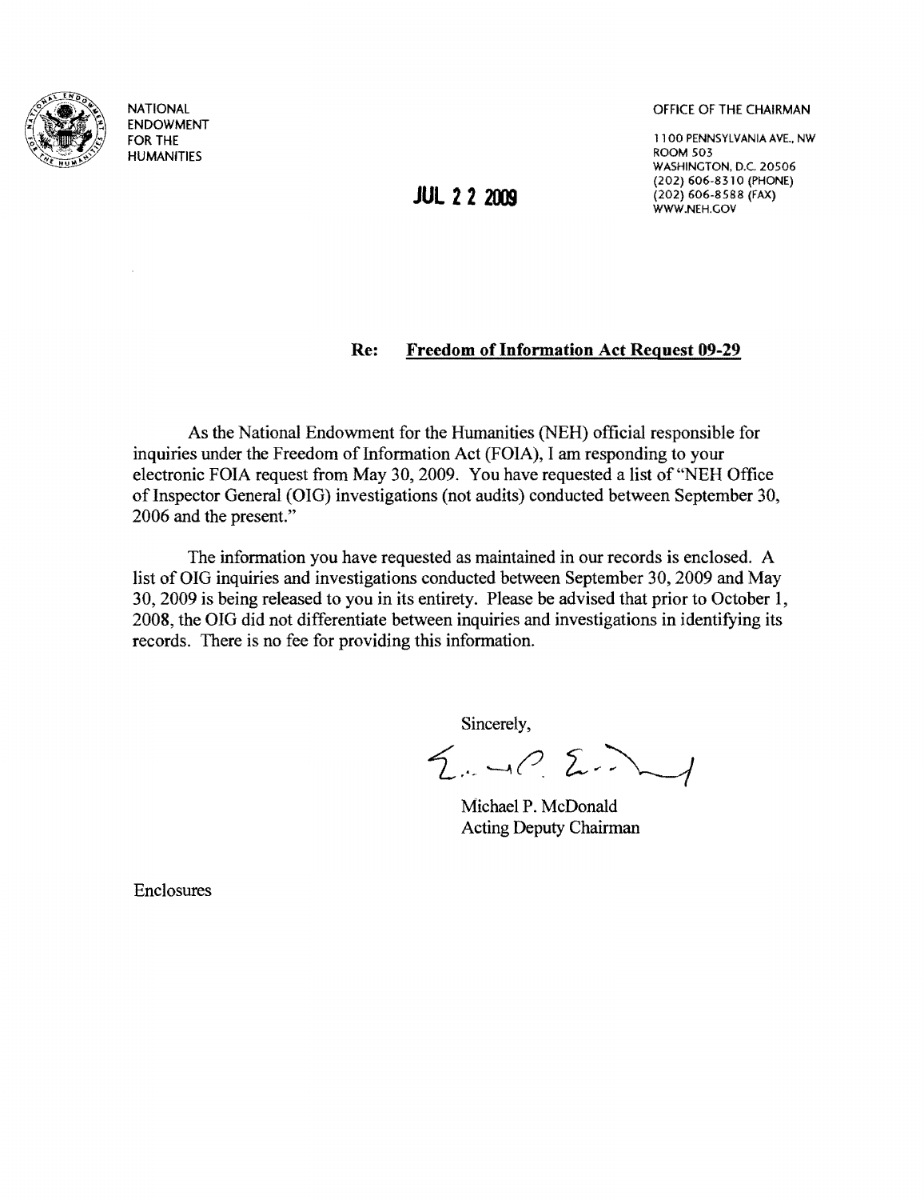NATIONAL
ENDOWMENT
FOR THE
HUMANITIES

OFFICE OF THE CHAIRMAN

1100 PENNSYLVANIA AVE., NW
ROOM 503
WASHINGTON, D.C. 20506
(202) 606-8310 (PHONE)
(202) 606-8588 (FAX)
WWW.NEH.GOV

JUL 22 2009

**Re: Freedom of Information Act Request 09-29**

As the National Endowment for the Humanities (NEH) official responsible for inquiries under the Freedom of Information Act (FOIA), I am responding to your electronic FOIA request from May 30, 2009. You have requested a list of "NEH Office of Inspector General (OIG) investigations (not audits) conducted between September 30, 2006 and the present."

The information you have requested as maintained in our records is enclosed. A list of OIG inquiries and investigations conducted between September 30, 2009 and May 30, 2009 is being released to you in its entirety. Please be advised that prior to October 1, 2008, the OIG did not differentiate between inquiries and investigations in identifying its records. There is no fee for providing this information.

Sincerely,

Michael P. McDonald
Acting Deputy Chairman

Enclosures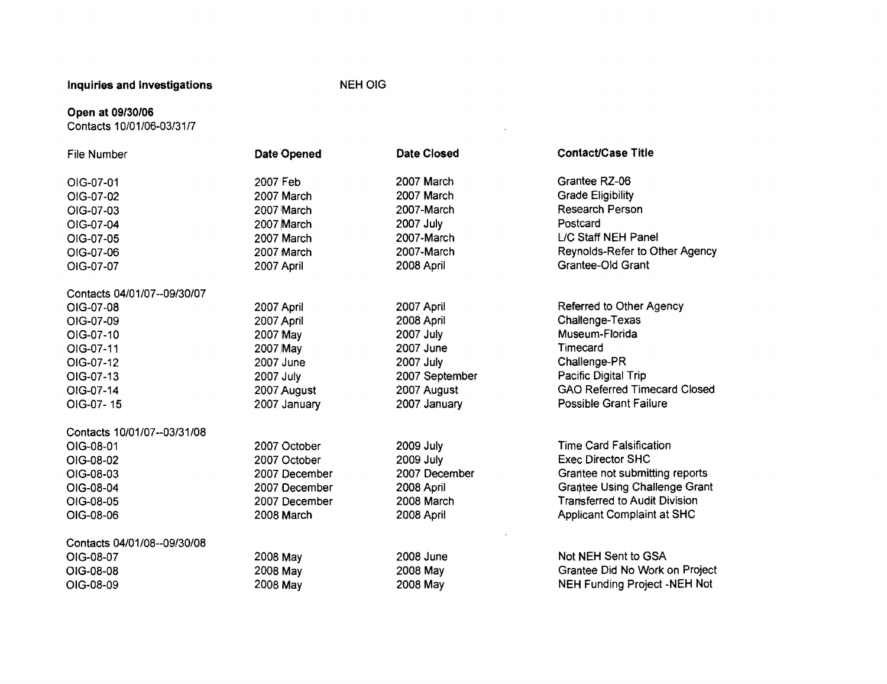**Inquiries and Investigations** NEH OIG

**Open at 09/30/06**
Contacts 10/01/06-03/31/7

| File Number | Date Opened | Date Closed | Contact/Case Title |
|---|---|---|---|
| OIG-07-01 | 2007 Feb | 2007 March | Grantee RZ-06 |
| OIG-07-02 | 2007 March | 2007 March | Grade Eligibility |
| OIG-07-03 | 2007 March | 2007-March | Research Person |
| OIG-07-04 | 2007 March | 2007 July | Postcard |
| OIG-07-05 | 2007 March | 2007-March | L/C Staff NEH Panel |
| OIG-07-06 | 2007 March | 2007-March | Reynolds-Refer to Other Agency |
| OIG-07-07 | 2007 April | 2008 April | Grantee-Old Grant |
| Contacts 04/01/07--09/30/07 | | | |
| OIG-07-08 | 2007 April | 2007 April | Referred to Other Agency |
| OIG-07-09 | 2007 April | 2008 April | Challenge-Texas |
| OIG-07-10 | 2007 May | 2007 July | Museum-Florida |
| OIG-07-11 | 2007 May | 2007 June | Timecard |
| OIG-07-12 | 2007 June | 2007 July | Challenge-PR |
| OIG-07-13 | 2007 July | 2007 September | Pacific Digital Trip |
| OIG-07-14 | 2007 August | 2007 August | GAO Referred Timecard Closed |
| OIG-07- 15 | 2007 January | 2007 January | Possible Grant Failure |
| Contacts 10/01/07--03/31/08 | | | |
| OIG-08-01 | 2007 October | 2009 July | Time Card Falsification |
| OIG-08-02 | 2007 October | 2009 July | Exec Director SHC |
| OIG-08-03 | 2007 December | 2007 December | Grantee not submitting reports |
| OIG-08-04 | 2007 December | 2008 April | Grantee Using Challenge Grant |
| OIG-08-05 | 2007 December | 2008 March | Transferred to Audit Division |
| OIG-08-06 | 2008 March | 2008 April | Applicant Complaint at SHC |
| Contacts 04/01/08--09/30/08 | | | |
| OIG-08-07 | 2008 May | 2008 June | Not NEH Sent to GSA |
| OIG-08-08 | 2008 May | 2008 May | Grantee Did No Work on Project |
| OIG-08-09 | 2008 May | 2008 May | NEH Funding Project -NEH Not |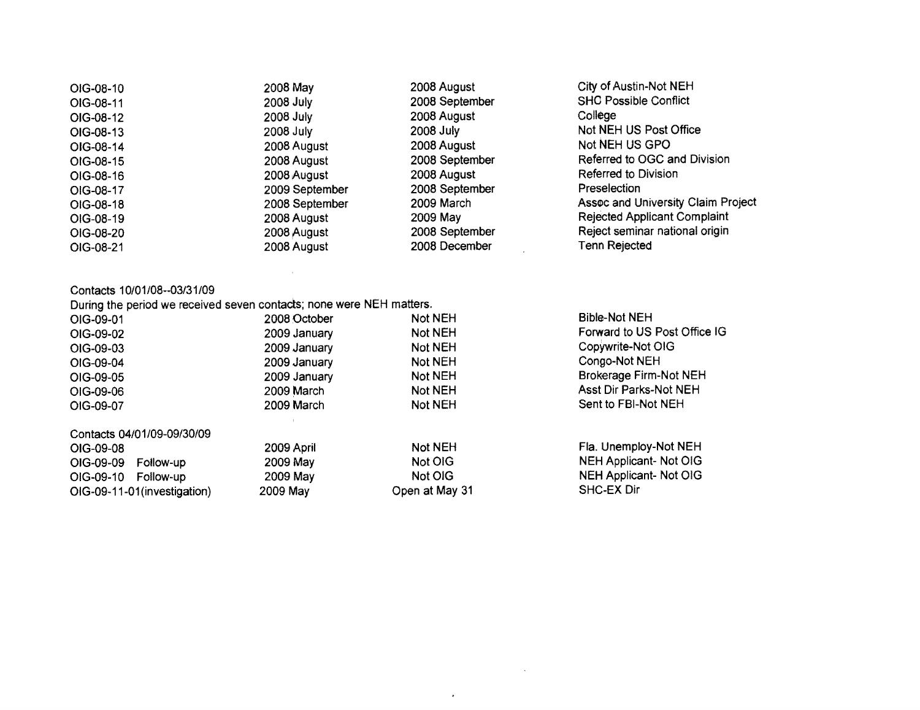| | | | |
|---|---|---|---|
| OIG-08-10 | 2008 May | 2008 August | City of Austin-Not NEH |
| OIG-08-11 | 2008 July | 2008 September | SHC Possible Conflict |
| OIG-08-12 | 2008 July | 2008 August | College |
| OIG-08-13 | 2008 July | 2008 July | Not NEH US Post Office |
| OIG-08-14 | 2008 August | 2008 August | Not NEH US GPO |
| OIG-08-15 | 2008 August | 2008 September | Referred to OGC and Division |
| OIG-08-16 | 2008 August | 2008 August | Referred to Division |
| OIG-08-17 | 2009 September | 2008 September | Preselection |
| OIG-08-18 | 2008 September | 2009 March | Assoc and University Claim Project |
| OIG-08-19 | 2008 August | 2009 May | Rejected Applicant Complaint |
| OIG-08-20 | 2008 August | 2008 September | Reject seminar national origin |
| OIG-08-21 | 2008 August | 2008 December | Tenn Rejected |

Contacts 10/01/08--03/31/09

During the period we received seven contacts; none were NEH matters.

| | | | |
|---|---|---|---|
| OIG-09-01 | 2008 October | Not NEH | Bible-Not NEH |
| OIG-09-02 | 2009 January | Not NEH | Forward to US Post Office IG |
| OIG-09-03 | 2009 January | Not NEH | Copywrite-Not OIG |
| OIG-09-04 | 2009 January | Not NEH | Congo-Not NEH |
| OIG-09-05 | 2009 January | Not NEH | Brokerage Firm-Not NEH |
| OIG-09-06 | 2009 March | Not NEH | Asst Dir Parks-Not NEH |
| OIG-09-07 | 2009 March | Not NEH | Sent to FBI-Not NEH |

Contacts 04/01/09-09/30/09

| | | | |
|---|---|---|---|
| OIG-09-08 | 2009 April | Not NEH | Fla. Unemploy-Not NEH |
| OIG-09-09 Follow-up | 2009 May | Not OIG | NEH Applicant- Not OIG |
| OIG-09-10 Follow-up | 2009 May | Not OIG | NEH Applicant- Not OIG |
| OIG-09-11-01(investigation) | 2009 May | Open at May 31 | SHC-EX Dir |